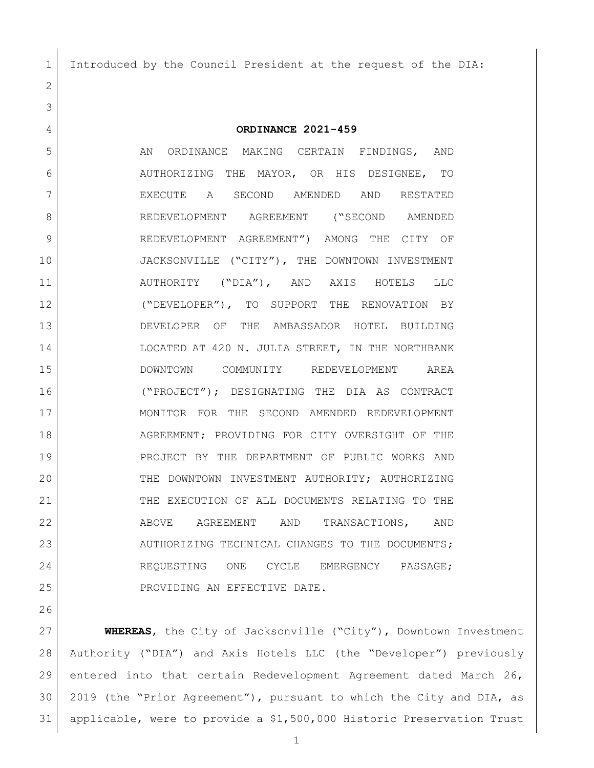Introduced by the Council President at the request of the DIA:

# ORDINANCE 2021-459

AN ORDINANCE MAKING CERTAIN FINDINGS, AND AUTHORIZING THE MAYOR, OR HIS DESIGNEE, TO EXECUTE A SECOND AMENDED AND RESTATED REDEVELOPMENT AGREEMENT ("SECOND AMENDED REDEVELOPMENT AGREEMENT") AMONG THE CITY OF JACKSONVILLE ("CITY"), THE DOWNTOWN INVESTMENT AUTHORITY ("DIA"), AND AXIS HOTELS LLC ("DEVELOPER"), TO SUPPORT THE RENOVATION BY DEVELOPER OF THE AMBASSADOR HOTEL BUILDING LOCATED AT 420 N. JULIA STREET, IN THE NORTHBANK DOWNTOWN COMMUNITY REDEVELOPMENT AREA ("PROJECT"); DESIGNATING THE DIA AS CONTRACT MONITOR FOR THE SECOND AMENDED REDEVELOPMENT AGREEMENT; PROVIDING FOR CITY OVERSIGHT OF THE PROJECT BY THE DEPARTMENT OF PUBLIC WORKS AND THE DOWNTOWN INVESTMENT AUTHORITY; AUTHORIZING THE EXECUTION OF ALL DOCUMENTS RELATING TO THE ABOVE AGREEMENT AND TRANSACTIONS, AND AUTHORIZING TECHNICAL CHANGES TO THE DOCUMENTS; REQUESTING ONE CYCLE EMERGENCY PASSAGE; PROVIDING AN EFFECTIVE DATE.

**WHEREAS**, the City of Jacksonville ("City"), Downtown Investment Authority ("DIA") and Axis Hotels LLC (the "Developer") previously entered into that certain Redevelopment Agreement dated March 26, 2019 (the "Prior Agreement"), pursuant to which the City and DIA, as applicable, were to provide a $1,500,000 Historic Preservation Trust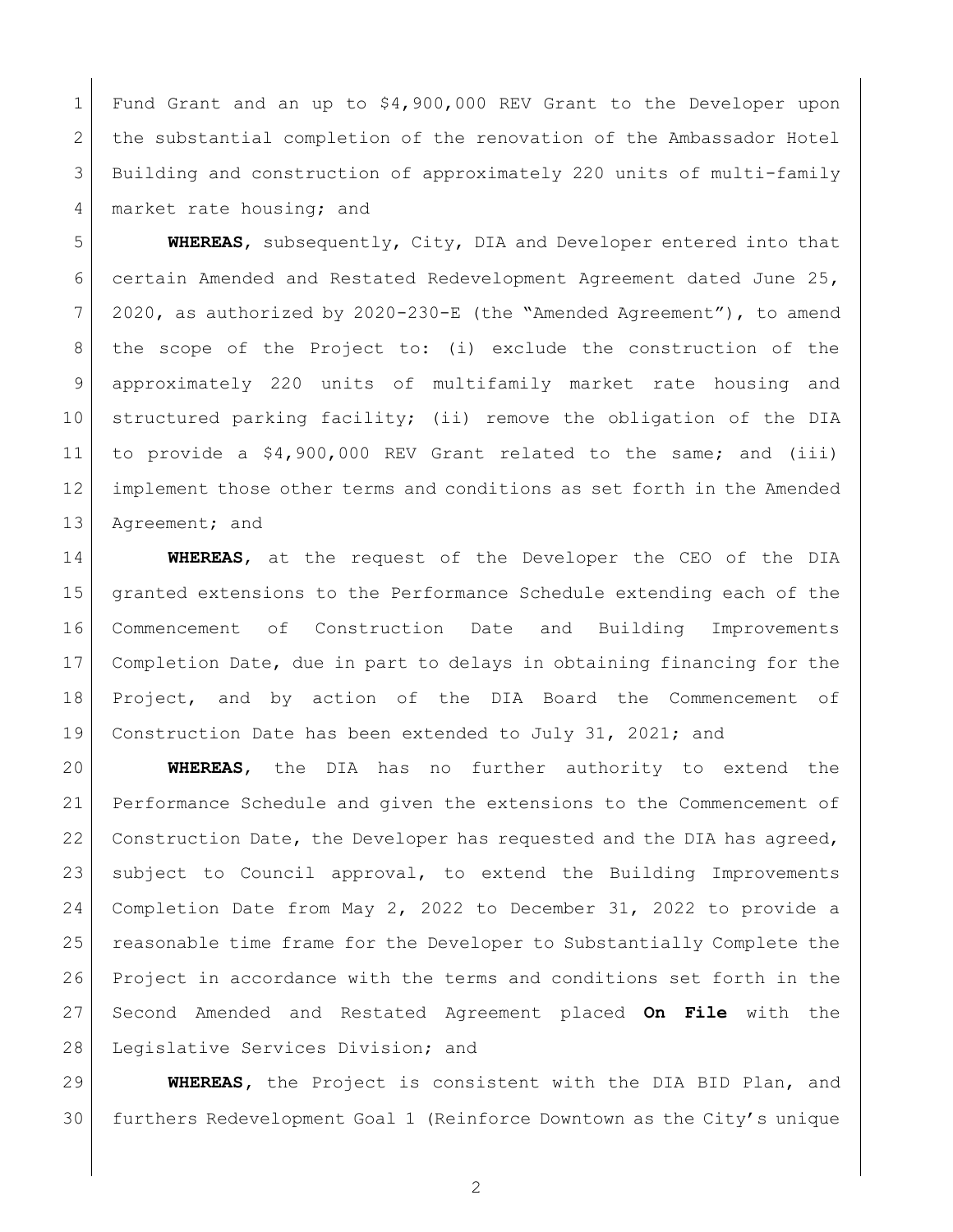Fund Grant and an up to $4,900,000 REV Grant to the Developer upon the substantial completion of the renovation of the Ambassador Hotel Building and construction of approximately 220 units of multi-family market rate housing; and

**WHEREAS**, subsequently, City, DIA and Developer entered into that certain Amended and Restated Redevelopment Agreement dated June 25, 2020, as authorized by 2020-230-E (the "Amended Agreement"), to amend the scope of the Project to: (i) exclude the construction of the approximately 220 units of multifamily market rate housing and structured parking facility; (ii) remove the obligation of the DIA to provide a $4,900,000 REV Grant related to the same; and (iii) implement those other terms and conditions as set forth in the Amended Agreement; and

**WHEREAS**, at the request of the Developer the CEO of the DIA granted extensions to the Performance Schedule extending each of the Commencement of Construction Date and Building Improvements Completion Date, due in part to delays in obtaining financing for the Project, and by action of the DIA Board the Commencement of Construction Date has been extended to July 31, 2021; and

**WHEREAS**, the DIA has no further authority to extend the Performance Schedule and given the extensions to the Commencement of Construction Date, the Developer has requested and the DIA has agreed, subject to Council approval, to extend the Building Improvements Completion Date from May 2, 2022 to December 31, 2022 to provide a reasonable time frame for the Developer to Substantially Complete the Project in accordance with the terms and conditions set forth in the Second Amended and Restated Agreement placed **On File** with the Legislative Services Division; and

**WHEREAS**, the Project is consistent with the DIA BID Plan, and furthers Redevelopment Goal 1 (Reinforce Downtown as the City's unique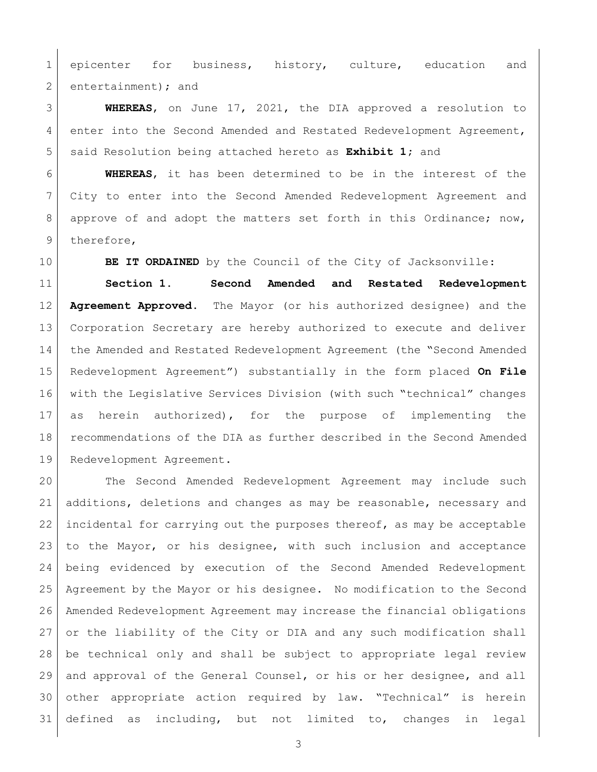epicenter for business, history, culture, education and entertainment); and

**WHEREAS**, on June 17, 2021, the DIA approved a resolution to enter into the Second Amended and Restated Redevelopment Agreement, said Resolution being attached hereto as **Exhibit 1**; and

**WHEREAS**, it has been determined to be in the interest of the City to enter into the Second Amended Redevelopment Agreement and approve of and adopt the matters set forth in this Ordinance; now, therefore,

**BE IT ORDAINED** by the Council of the City of Jacksonville:

**Section 1. Second Amended and Restated Redevelopment Agreement Approved.** The Mayor (or his authorized designee) and the Corporation Secretary are hereby authorized to execute and deliver the Amended and Restated Redevelopment Agreement (the "Second Amended Redevelopment Agreement") substantially in the form placed **On File** with the Legislative Services Division (with such "technical" changes as herein authorized), for the purpose of implementing the recommendations of the DIA as further described in the Second Amended Redevelopment Agreement.

The Second Amended Redevelopment Agreement may include such additions, deletions and changes as may be reasonable, necessary and incidental for carrying out the purposes thereof, as may be acceptable to the Mayor, or his designee, with such inclusion and acceptance being evidenced by execution of the Second Amended Redevelopment Agreement by the Mayor or his designee. No modification to the Second Amended Redevelopment Agreement may increase the financial obligations or the liability of the City or DIA and any such modification shall be technical only and shall be subject to appropriate legal review and approval of the General Counsel, or his or her designee, and all other appropriate action required by law. "Technical" is herein defined as including, but not limited to, changes in legal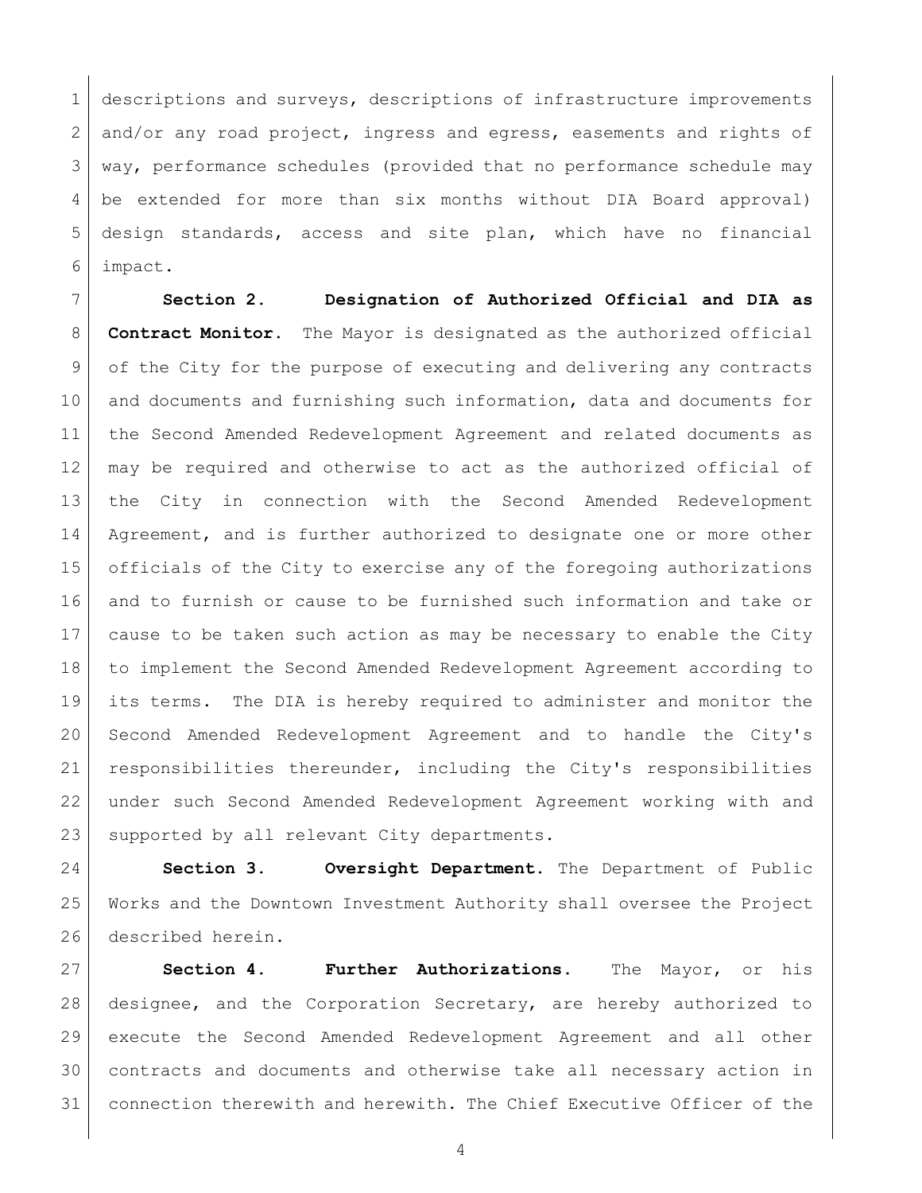descriptions and surveys, descriptions of infrastructure improvements and/or any road project, ingress and egress, easements and rights of way, performance schedules (provided that no performance schedule may be extended for more than six months without DIA Board approval) design standards, access and site plan, which have no financial impact.

**Section 2. Designation of Authorized Official and DIA as Contract Monitor.** The Mayor is designated as the authorized official of the City for the purpose of executing and delivering any contracts and documents and furnishing such information, data and documents for the Second Amended Redevelopment Agreement and related documents as may be required and otherwise to act as the authorized official of the City in connection with the Second Amended Redevelopment Agreement, and is further authorized to designate one or more other officials of the City to exercise any of the foregoing authorizations and to furnish or cause to be furnished such information and take or cause to be taken such action as may be necessary to enable the City to implement the Second Amended Redevelopment Agreement according to its terms. The DIA is hereby required to administer and monitor the Second Amended Redevelopment Agreement and to handle the City's responsibilities thereunder, including the City's responsibilities under such Second Amended Redevelopment Agreement working with and supported by all relevant City departments.

**Section 3. Oversight Department.** The Department of Public Works and the Downtown Investment Authority shall oversee the Project described herein.

**Section 4. Further Authorizations.** The Mayor, or his designee, and the Corporation Secretary, are hereby authorized to execute the Second Amended Redevelopment Agreement and all other contracts and documents and otherwise take all necessary action in connection therewith and herewith. The Chief Executive Officer of the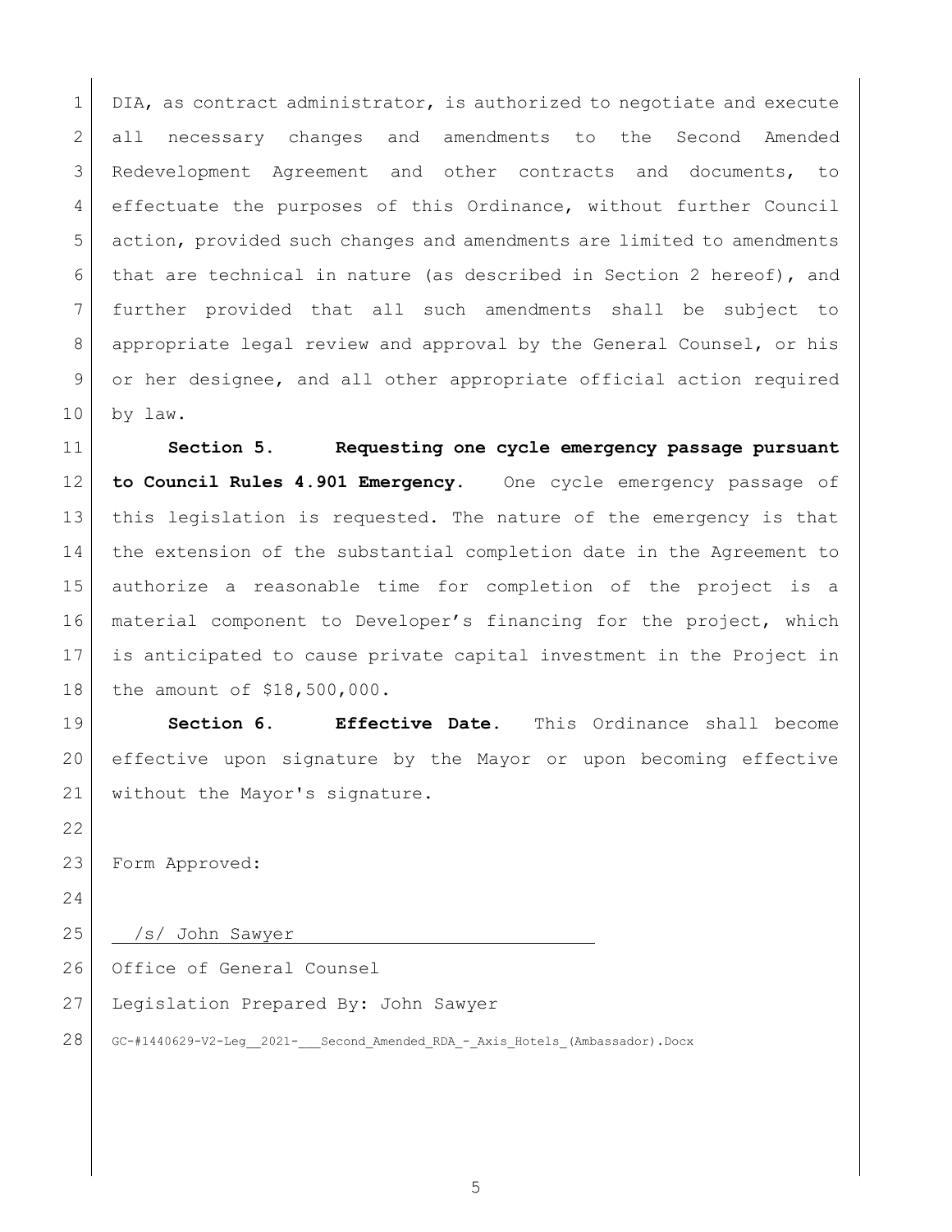DIA, as contract administrator, is authorized to negotiate and execute all necessary changes and amendments to the Second Amended Redevelopment Agreement and other contracts and documents, to effectuate the purposes of this Ordinance, without further Council action, provided such changes and amendments are limited to amendments that are technical in nature (as described in Section 2 hereof), and further provided that all such amendments shall be subject to appropriate legal review and approval by the General Counsel, or his or her designee, and all other appropriate official action required by law.

**Section 5. Requesting one cycle emergency passage pursuant to Council Rules 4.901 Emergency.** One cycle emergency passage of this legislation is requested. The nature of the emergency is that the extension of the substantial completion date in the Agreement to authorize a reasonable time for completion of the project is a material component to Developer's financing for the project, which is anticipated to cause private capital investment in the Project in the amount of $18,500,000.

**Section 6. Effective Date.** This Ordinance shall become effective upon signature by the Mayor or upon becoming effective without the Mayor's signature.

Form Approved:

/s/ John Sawyer

Office of General Counsel

Legislation Prepared By: John Sawyer

GC-#1440629-V2-Leg__2021-___Second_Amended_RDA_-_Axis_Hotels_(Ambassador).Docx